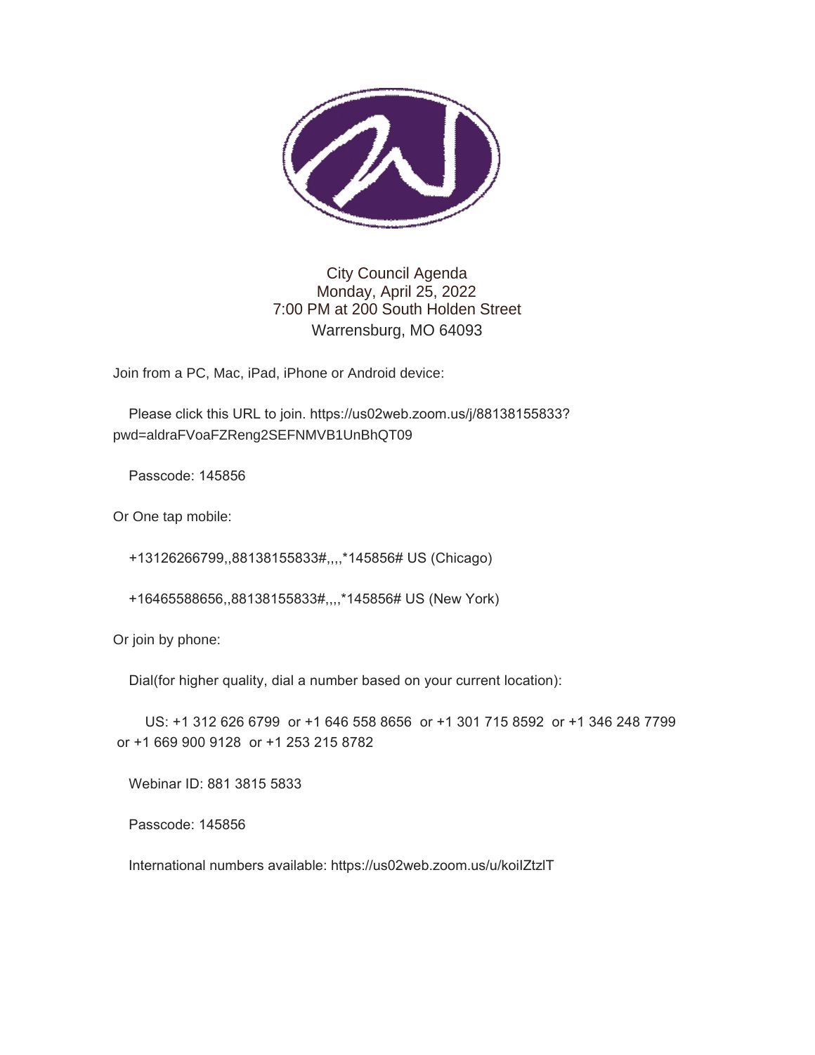# City Council Agenda

Monday, April 25, 2022
7:00 PM at 200 South Holden Street
Warrensburg, MO 64093

Join from a PC, Mac, iPad, iPhone or Android device:

Please click this URL to join. https://us02web.zoom.us/j/88138155833?pwd=aldraFVoaFZReng2SEFNMVB1UnBhQT09

Passcode: 145856

Or One tap mobile:

+13126266799,,88138155833#,,,,*145856# US (Chicago)

+16465588656,,88138155833#,,,,*145856# US (New York)

Or join by phone:

Dial(for higher quality, dial a number based on your current location):

US: +1 312 626 6799 or +1 646 558 8656 or +1 301 715 8592 or +1 346 248 7799 or +1 669 900 9128 or +1 253 215 8782

Webinar ID: 881 3815 5833

Passcode: 145856

International numbers available: https://us02web.zoom.us/u/koiIZtzlT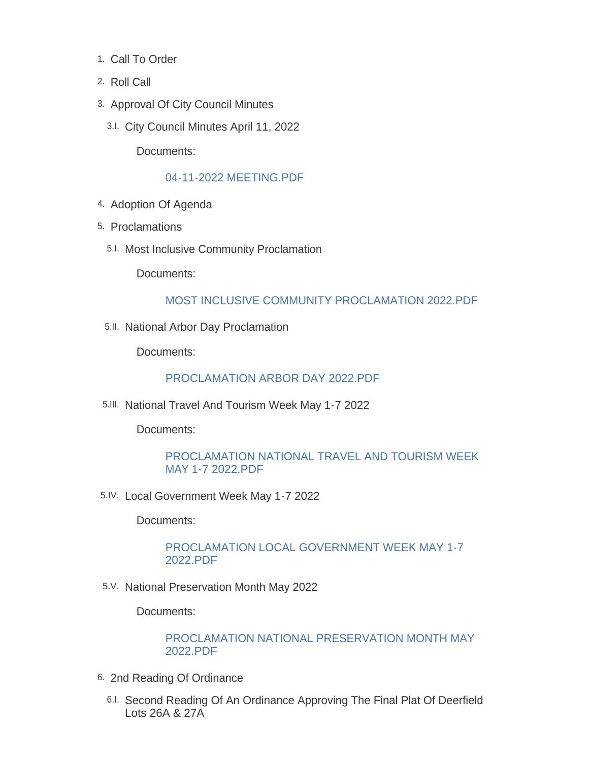1. Call To Order
2. Roll Call
3. Approval Of City Council Minutes
   - 3.I. City Council Minutes April 11, 2022

     Documents:

     04-11-2022 MEETING.PDF
4. Adoption Of Agenda
5. Proclamations
   - 5.I. Most Inclusive Community Proclamation

     Documents:

     MOST INCLUSIVE COMMUNITY PROCLAMATION 2022.PDF
   - 5.II. National Arbor Day Proclamation

     Documents:

     PROCLAMATION ARBOR DAY 2022.PDF
   - 5.III. National Travel And Tourism Week May 1-7 2022

     Documents:

     PROCLAMATION NATIONAL TRAVEL AND TOURISM WEEK MAY 1-7 2022.PDF
   - 5.IV. Local Government Week May 1-7 2022

     Documents:

     PROCLAMATION LOCAL GOVERNMENT WEEK MAY 1-7 2022.PDF
   - 5.V. National Preservation Month May 2022

     Documents:

     PROCLAMATION NATIONAL PRESERVATION MONTH MAY 2022.PDF
6. 2nd Reading Of Ordinance
   - 6.I. Second Reading Of An Ordinance Approving The Final Plat Of Deerfield Lots 26A & 27A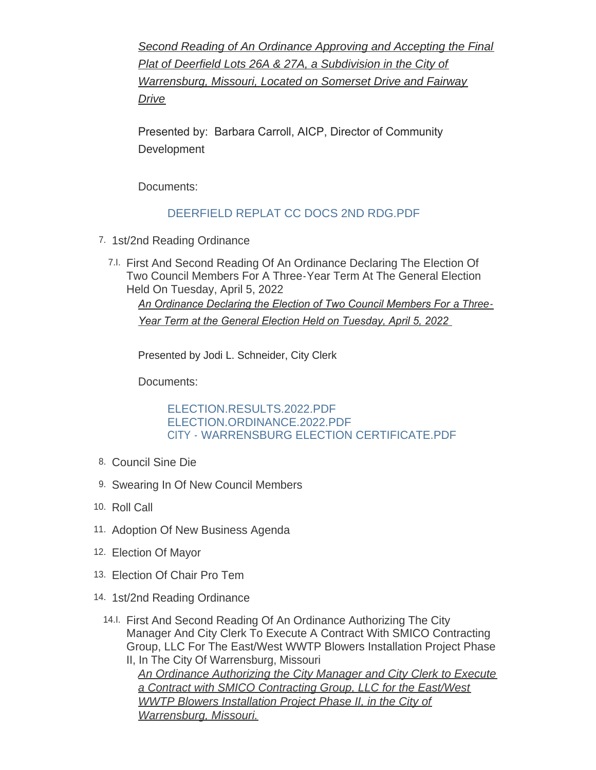*Second Reading of An Ordinance Approving and Accepting the Final Plat of Deerfield Lots 26A & 27A, a Subdivision in the City of Warrensburg, Missouri, Located on Somerset Drive and Fairway Drive*

Presented by: Barbara Carroll, AICP, Director of Community Development

Documents:

DEERFIELD REPLAT CC DOCS 2ND RDG.PDF

7. 1st/2nd Reading Ordinance

   7.I. First And Second Reading Of An Ordinance Declaring The Election Of Two Council Members For A Three-Year Term At The General Election Held On Tuesday, April 5, 2022

   *An Ordinance Declaring the Election of Two Council Members For a Three-Year Term at the General Election Held on Tuesday, April 5, 2022*

   Presented by Jodi L. Schneider, City Clerk

   Documents:

   ELECTION.RESULTS.2022.PDF
   ELECTION.ORDINANCE.2022.PDF
   CITY - WARRENSBURG ELECTION CERTIFICATE.PDF

8. Council Sine Die
9. Swearing In Of New Council Members
10. Roll Call
11. Adoption Of New Business Agenda
12. Election Of Mayor
13. Election Of Chair Pro Tem
14. 1st/2nd Reading Ordinance

    14.I. First And Second Reading Of An Ordinance Authorizing The City Manager And City Clerk To Execute A Contract With SMICO Contracting Group, LLC For The East/West WWTP Blowers Installation Project Phase II, In The City Of Warrensburg, Missouri

    *An Ordinance Authorizing the City Manager and City Clerk to Execute a Contract with SMICO Contracting Group, LLC for the East/West WWTP Blowers Installation Project Phase II, in the City of Warrensburg, Missouri.*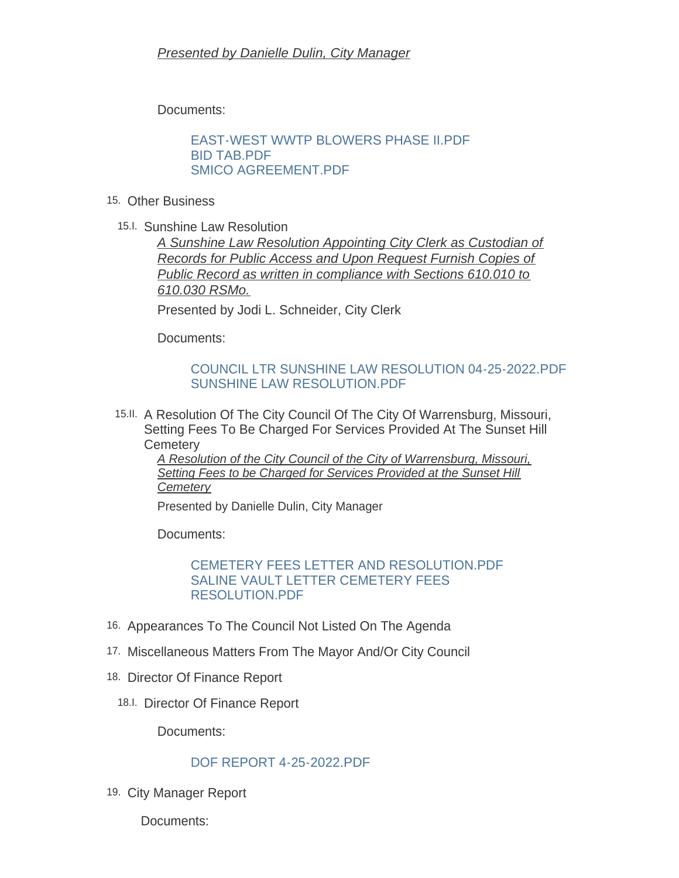*Presented by Danielle Dulin, City Manager*

Documents:

EAST-WEST WWTP BLOWERS PHASE II.PDF
BID TAB.PDF
SMICO AGREEMENT.PDF

15. Other Business

15.I. Sunshine Law Resolution

*A Sunshine Law Resolution Appointing City Clerk as Custodian of Records for Public Access and Upon Request Furnish Copies of Public Record as written in compliance with Sections 610.010 to 610.030 RSMo.*

Presented by Jodi L. Schneider, City Clerk

Documents:

COUNCIL LTR SUNSHINE LAW RESOLUTION 04-25-2022.PDF
SUNSHINE LAW RESOLUTION.PDF

15.II. A Resolution Of The City Council Of The City Of Warrensburg, Missouri, Setting Fees To Be Charged For Services Provided At The Sunset Hill Cemetery

*A Resolution of the City Council of the City of Warrensburg, Missouri, Setting Fees to be Charged for Services Provided at the Sunset Hill Cemetery*

Presented by Danielle Dulin, City Manager

Documents:

CEMETERY FEES LETTER AND RESOLUTION.PDF
SALINE VAULT LETTER CEMETERY FEES RESOLUTION.PDF

16. Appearances To The Council Not Listed On The Agenda

17. Miscellaneous Matters From The Mayor And/Or City Council

18. Director Of Finance Report

18.I. Director Of Finance Report

Documents:

DOF REPORT 4-25-2022.PDF

19. City Manager Report

Documents: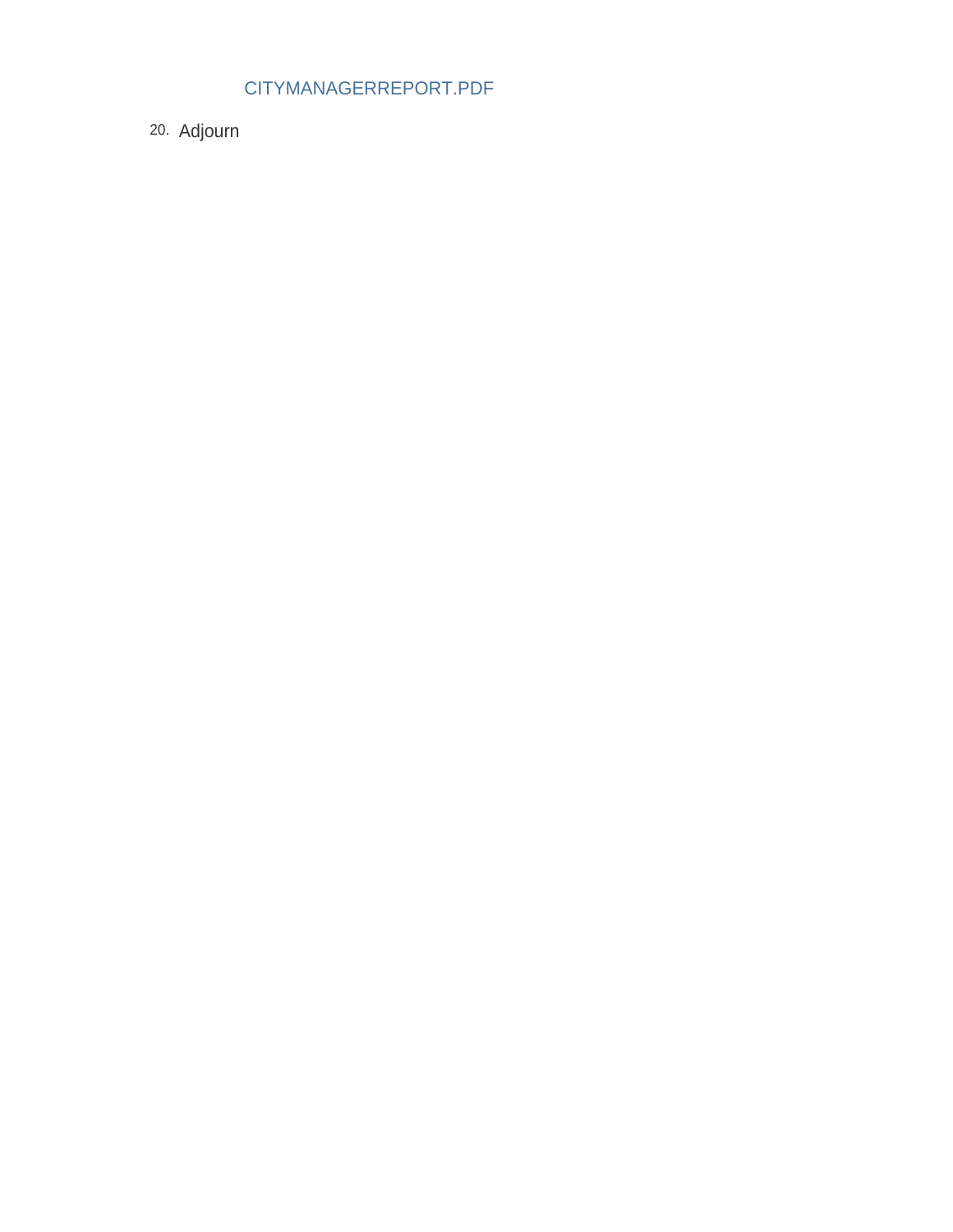CITYMANAGERREPORT.PDF

20. Adjourn